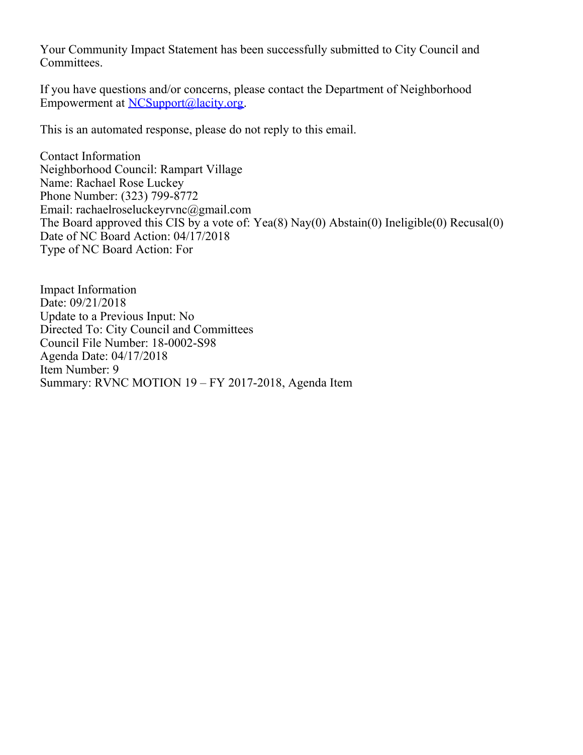Your Community Impact Statement has been successfully submitted to City Council and Committees.

If you have questions and/or concerns, please contact the Department of Neighborhood Empowerment at NCSupport@lacity.org.

This is an automated response, please do not reply to this email.

Contact Information
Neighborhood Council: Rampart Village
Name: Rachael Rose Luckey
Phone Number: (323) 799-8772
Email: rachaelroseluckeyrvnc@gmail.com
The Board approved this CIS by a vote of: Yea(8) Nay(0) Abstain(0) Ineligible(0) Recusal(0)
Date of NC Board Action: 04/17/2018
Type of NC Board Action: For

Impact Information
Date: 09/21/2018
Update to a Previous Input: No
Directed To: City Council and Committees
Council File Number: 18-0002-S98
Agenda Date: 04/17/2018
Item Number: 9
Summary: RVNC MOTION 19 – FY 2017-2018, Agenda Item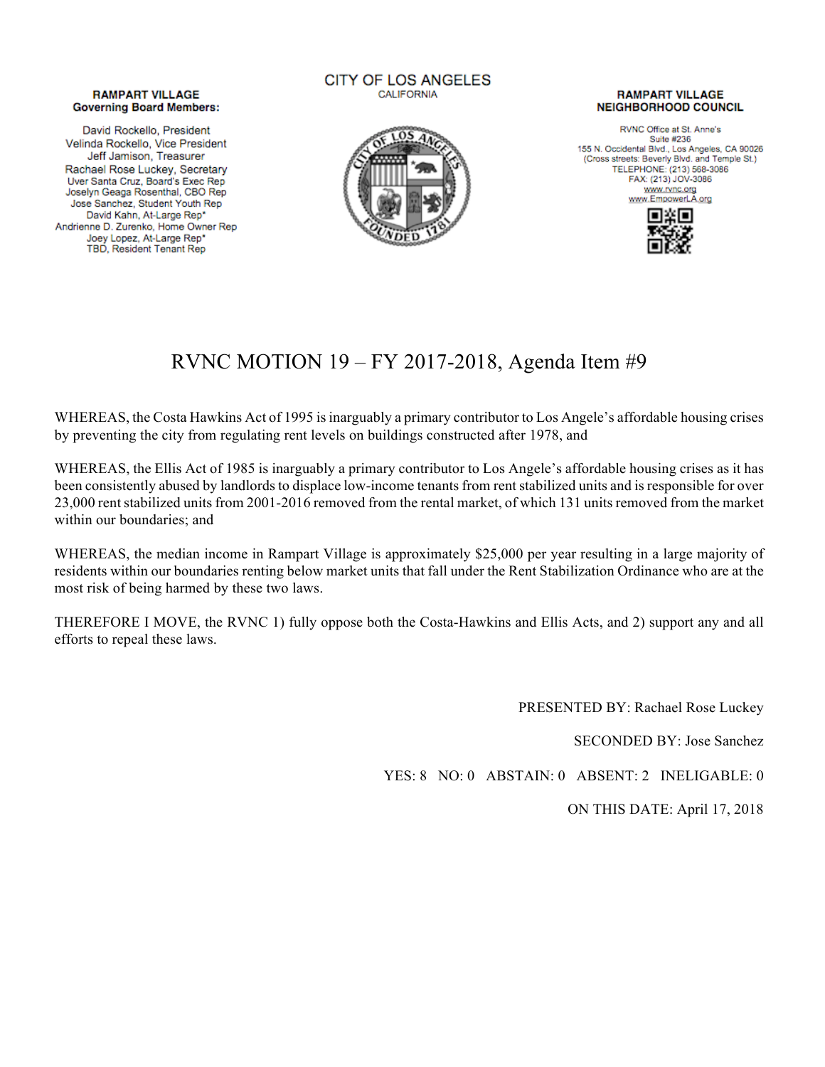**RAMPART VILLAGE**
**Governing Board Members:**

David Rockello, President
Velinda Rockello, Vice President
Jeff Jamison, Treasurer
Rachael Rose Luckey, Secretary
Uver Santa Cruz, Board's Exec Rep
Joselyn Geaga Rosenthal, CBO Rep
Jose Sanchez, Student Youth Rep
David Kahn, At-Large Rep*
Andrienne D. Zurenko, Home Owner Rep
Joey Lopez, At-Large Rep*
TBD, Resident Tenant Rep

CITY OF LOS ANGELES
CALIFORNIA

**RAMPART VILLAGE**
**NEIGHBORHOOD COUNCIL**

RVNC Office at St. Anne's
Suite #236
155 N. Occidental Blvd., Los Angeles, CA 90026
(Cross streets: Beverly Blvd. and Temple St.)
TELEPHONE: (213) 568-3086
FAX: (213) JOV-3086
www.rvnc.org
www.EmpowerLA.org

# RVNC MOTION 19 – FY 2017-2018, Agenda Item #9

WHEREAS, the Costa Hawkins Act of 1995 is inarguably a primary contributor to Los Angele's affordable housing crises by preventing the city from regulating rent levels on buildings constructed after 1978, and

WHEREAS, the Ellis Act of 1985 is inarguably a primary contributor to Los Angele's affordable housing crises as it has been consistently abused by landlords to displace low-income tenants from rent stabilized units and is responsible for over 23,000 rent stabilized units from 2001-2016 removed from the rental market, of which 131 units removed from the market within our boundaries; and

WHEREAS, the median income in Rampart Village is approximately $25,000 per year resulting in a large majority of residents within our boundaries renting below market units that fall under the Rent Stabilization Ordinance who are at the most risk of being harmed by these two laws.

THEREFORE I MOVE, the RVNC 1) fully oppose both the Costa-Hawkins and Ellis Acts, and 2) support any and all efforts to repeal these laws.

PRESENTED BY: Rachael Rose Luckey

SECONDED BY: Jose Sanchez

YES: 8 NO: 0 ABSTAIN: 0 ABSENT: 2 INELIGABLE: 0

ON THIS DATE: April 17, 2018